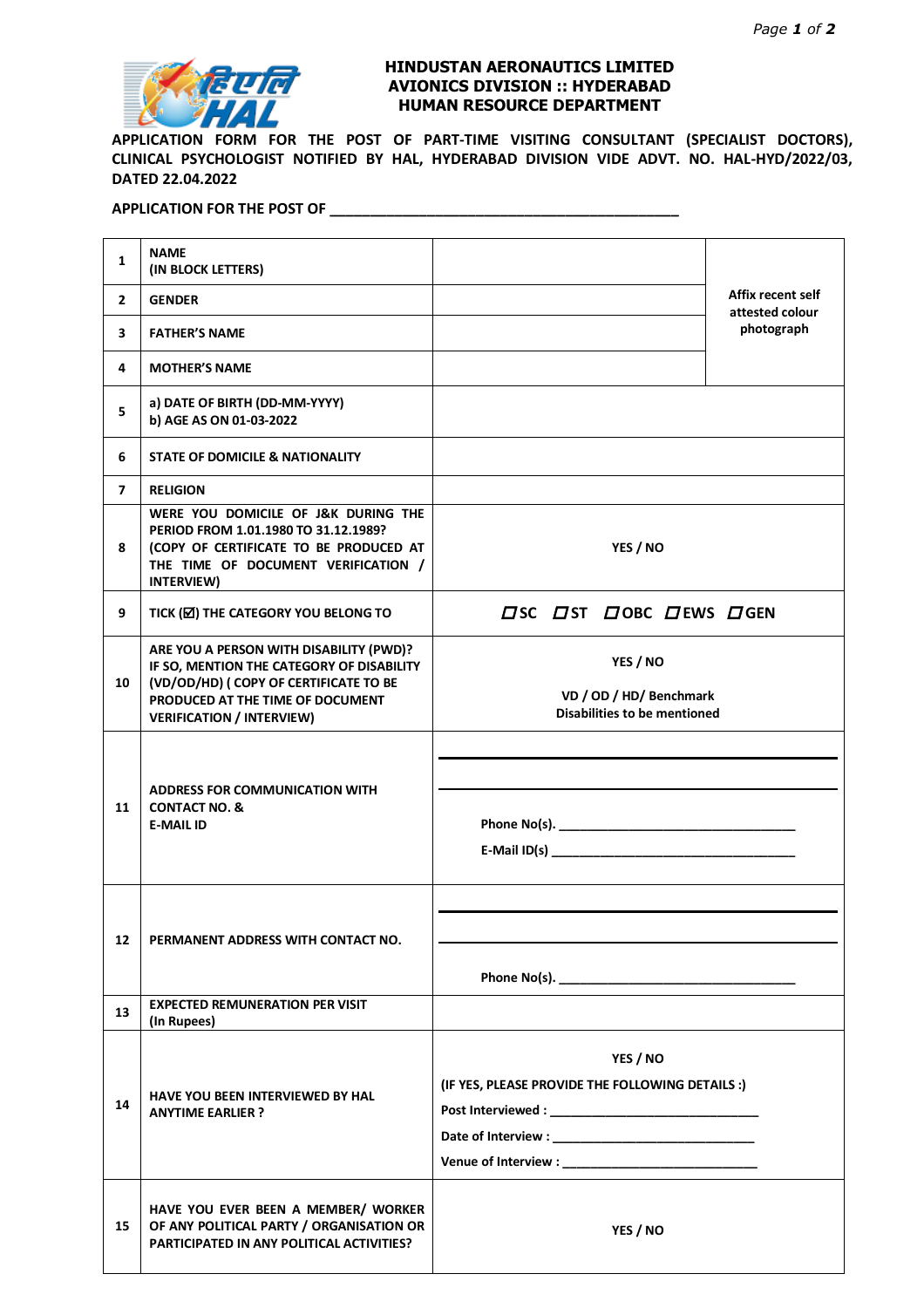**HINDUSTAN AERONAUTICS LIMITED**
**AVIONICS DIVISION :: HYDERABAD**
**HUMAN RESOURCE DEPARTMENT**

**APPLICATION FORM FOR THE POST OF PART-TIME VISITING CONSULTANT (SPECIALIST DOCTORS), CLINICAL PSYCHOLOGIST NOTIFIED BY HAL, HYDERABAD DIVISION VIDE ADVT. NO. HAL-HYD/2022/03, DATED 22.04.2022**

**APPLICATION FOR THE POST OF ___________________________________________**

| | | | |
|---|---|---|---|
| **1** | **NAME (IN BLOCK LETTERS)** | | **Affix recent self attested colour photograph** |
| **2** | **GENDER** | | |
| **3** | **FATHER'S NAME** | | |
| **4** | **MOTHER'S NAME** | | |
| **5** | **a) DATE OF BIRTH (DD-MM-YYYY)**<br>**b) AGE AS ON 01-03-2022** | | |
| **6** | **STATE OF DOMICILE & NATIONALITY** | | |
| **7** | **RELIGION** | | |
| **8** | **WERE YOU DOMICILE OF J&K DURING THE PERIOD FROM 1.01.1980 TO 31.12.1989? (COPY OF CERTIFICATE TO BE PRODUCED AT THE TIME OF DOCUMENT VERIFICATION / INTERVIEW)** | **YES / NO** | |
| **9** | **TICK (☑) THE CATEGORY YOU BELONG TO** | **☐SC ☐ST ☐OBC ☐EWS ☐GEN** | |
| **10** | **ARE YOU A PERSON WITH DISABILITY (PWD)? IF SO, MENTION THE CATEGORY OF DISABILITY (VD/OD/HD) ( COPY OF CERTIFICATE TO BE PRODUCED AT THE TIME OF DOCUMENT VERIFICATION / INTERVIEW)** | **YES / NO**<br>**VD / OD / HD/ Benchmark Disabilities to be mentioned** | |
| **11** | **ADDRESS FOR COMMUNICATION WITH CONTACT NO. & E-MAIL ID** | ______________________________<br>______________________________<br>**Phone No(s).** ______________________<br>**E-Mail ID(s)** ______________________ | |
| **12** | **PERMANENT ADDRESS WITH CONTACT NO.** | ______________________________<br>______________________________<br>**Phone No(s).** ______________________ | |
| **13** | **EXPECTED REMUNERATION PER VISIT (In Rupees)** | | |
| **14** | **HAVE YOU BEEN INTERVIEWED BY HAL ANYTIME EARLIER ?** | **YES / NO**<br>**(IF YES, PLEASE PROVIDE THE FOLLOWING DETAILS :)**<br>**Post Interviewed :** ____________________<br>**Date of Interview :** ____________________<br>**Venue of Interview :** ____________________ | |
| **15** | **HAVE YOU EVER BEEN A MEMBER/ WORKER OF ANY POLITICAL PARTY / ORGANISATION OR PARTICIPATED IN ANY POLITICAL ACTIVITIES?** | **YES / NO** | |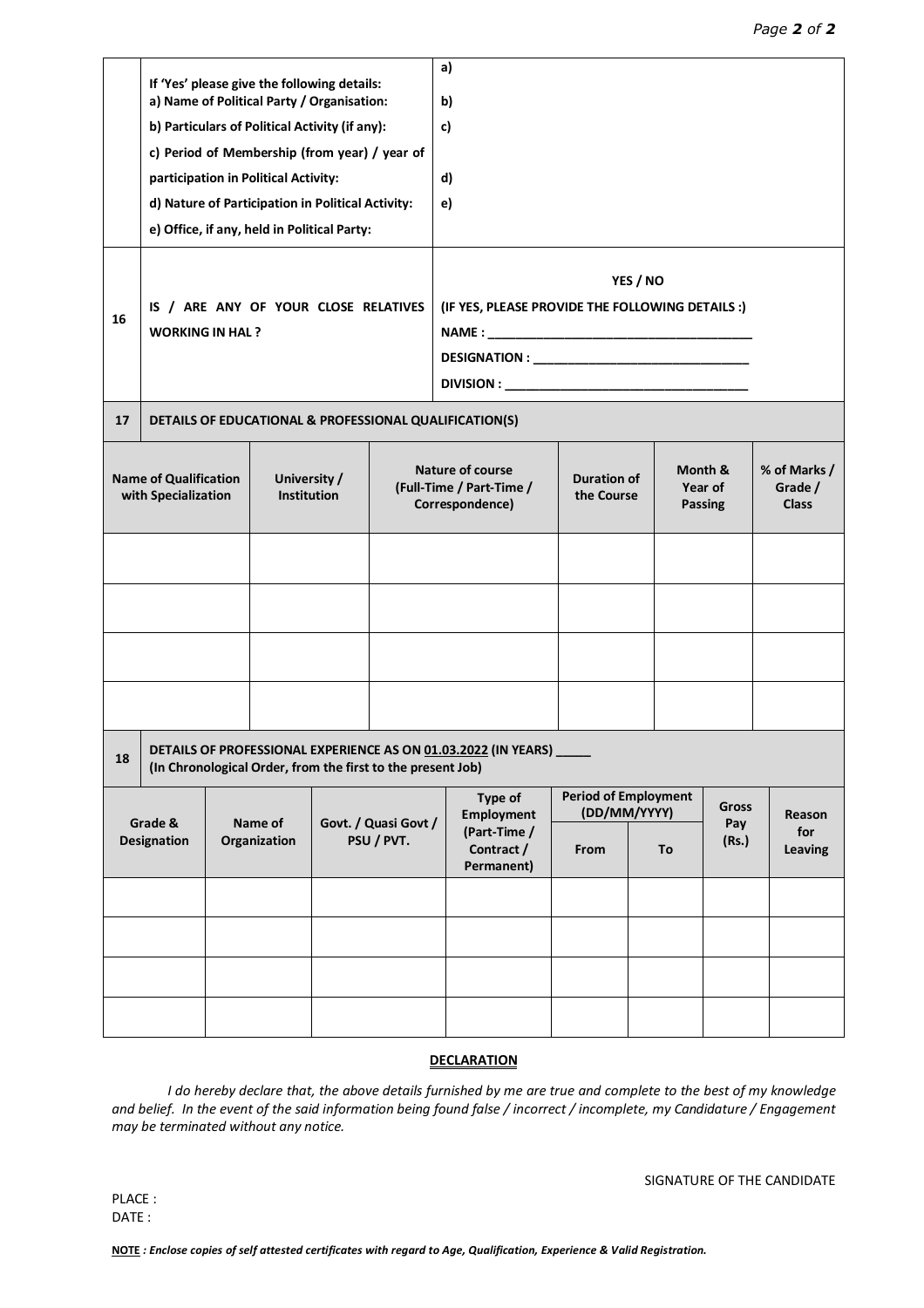| | | |
|---|---|---|
| | If 'Yes' please give the following details:<br>a) Name of Political Party / Organisation:<br>b) Particulars of Political Activity (if any):<br>c) Period of Membership (from year) / year of participation in Political Activity:<br>d) Nature of Participation in Political Activity:<br>e) Office, if any, held in Political Party: | a)<br>b)<br>c)<br>d)<br>e) |
| 16 | IS / ARE ANY OF YOUR CLOSE RELATIVES WORKING IN HAL ? | YES / NO<br>(IF YES, PLEASE PROVIDE THE FOLLOWING DETAILS :)<br>NAME : ____________________<br>DESIGNATION : ____________________<br>DIVISION : ____________________ |

**17 DETAILS OF EDUCATIONAL & PROFESSIONAL QUALIFICATION(S)**

| Name of Qualification with Specialization | University / Institution | Nature of course (Full-Time / Part-Time / Correspondence) | Duration of the Course | Month & Year of Passing | % of Marks / Grade / Class |
|---|---|---|---|---|---|
| | | | | | |
| | | | | | |
| | | | | | |
| | | | | | |

**18 DETAILS OF PROFESSIONAL EXPERIENCE AS ON 01.03.2022 (IN YEARS) _____**
**(In Chronological Order, from the first to the present Job)**

| Grade & Designation | Name of Organization | Govt. / Quasi Govt / PSU / PVT. | Type of Employment (Part-Time / Contract / Permanent) | Period of Employment (DD/MM/YYYY) | | Gross Pay (Rs.) | Reason for Leaving |
|---|---|---|---|---|---|---|---|
| | | | | From | To | | |
| | | | | | | | |
| | | | | | | | |
| | | | | | | | |
| | | | | | | | |

## DECLARATION

*I do hereby declare that, the above details furnished by me are true and complete to the best of my knowledge and belief. In the event of the said information being found false / incorrect / incomplete, my Candidature / Engagement may be terminated without any notice.*

SIGNATURE OF THE CANDIDATE

PLACE :
DATE :

**NOTE** *: Enclose copies of self attested certificates with regard to Age, Qualification, Experience & Valid Registration.*